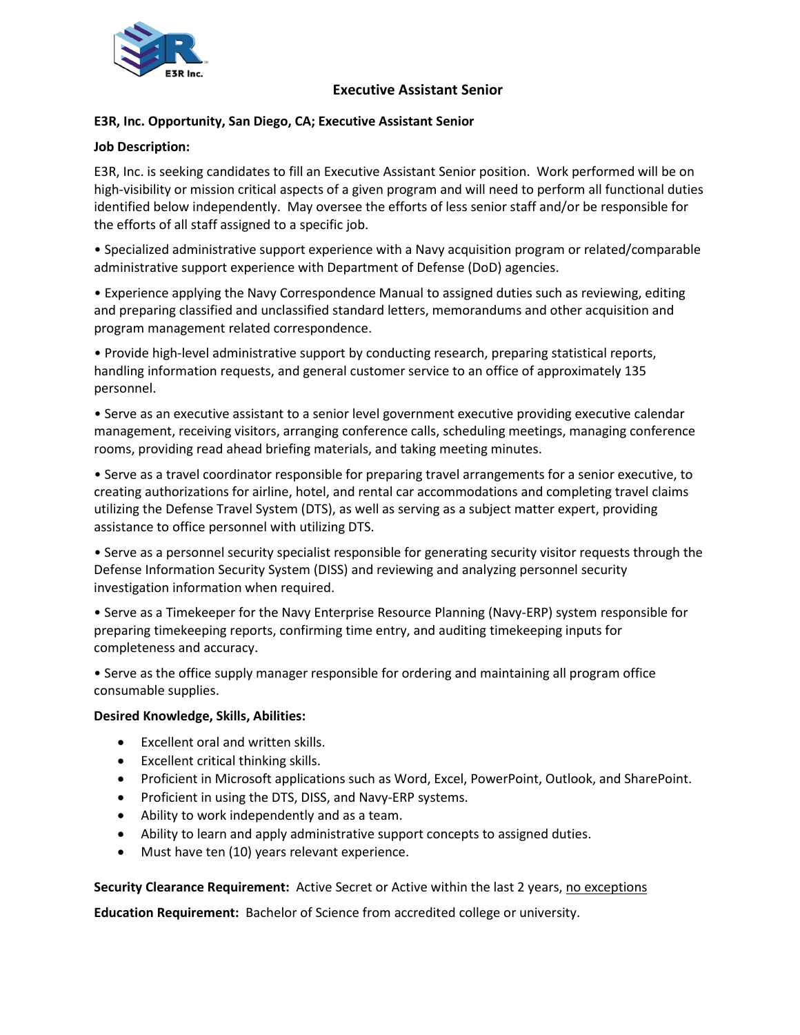# Executive Assistant Senior

**E3R, Inc. Opportunity, San Diego, CA; Executive Assistant Senior**

**Job Description:**

E3R, Inc. is seeking candidates to fill an Executive Assistant Senior position. Work performed will be on high-visibility or mission critical aspects of a given program and will need to perform all functional duties identified below independently. May oversee the efforts of less senior staff and/or be responsible for the efforts of all staff assigned to a specific job.

• Specialized administrative support experience with a Navy acquisition program or related/comparable administrative support experience with Department of Defense (DoD) agencies.

• Experience applying the Navy Correspondence Manual to assigned duties such as reviewing, editing and preparing classified and unclassified standard letters, memorandums and other acquisition and program management related correspondence.

• Provide high-level administrative support by conducting research, preparing statistical reports, handling information requests, and general customer service to an office of approximately 135 personnel.

• Serve as an executive assistant to a senior level government executive providing executive calendar management, receiving visitors, arranging conference calls, scheduling meetings, managing conference rooms, providing read ahead briefing materials, and taking meeting minutes.

• Serve as a travel coordinator responsible for preparing travel arrangements for a senior executive, to creating authorizations for airline, hotel, and rental car accommodations and completing travel claims utilizing the Defense Travel System (DTS), as well as serving as a subject matter expert, providing assistance to office personnel with utilizing DTS.

• Serve as a personnel security specialist responsible for generating security visitor requests through the Defense Information Security System (DISS) and reviewing and analyzing personnel security investigation information when required.

• Serve as a Timekeeper for the Navy Enterprise Resource Planning (Navy-ERP) system responsible for preparing timekeeping reports, confirming time entry, and auditing timekeeping inputs for completeness and accuracy.

• Serve as the office supply manager responsible for ordering and maintaining all program office consumable supplies.

**Desired Knowledge, Skills, Abilities:**

- Excellent oral and written skills.
- Excellent critical thinking skills.
- Proficient in Microsoft applications such as Word, Excel, PowerPoint, Outlook, and SharePoint.
- Proficient in using the DTS, DISS, and Navy-ERP systems.
- Ability to work independently and as a team.
- Ability to learn and apply administrative support concepts to assigned duties.
- Must have ten (10) years relevant experience.

**Security Clearance Requirement:** Active Secret or Active within the last 2 years, no exceptions

**Education Requirement:** Bachelor of Science from accredited college or university.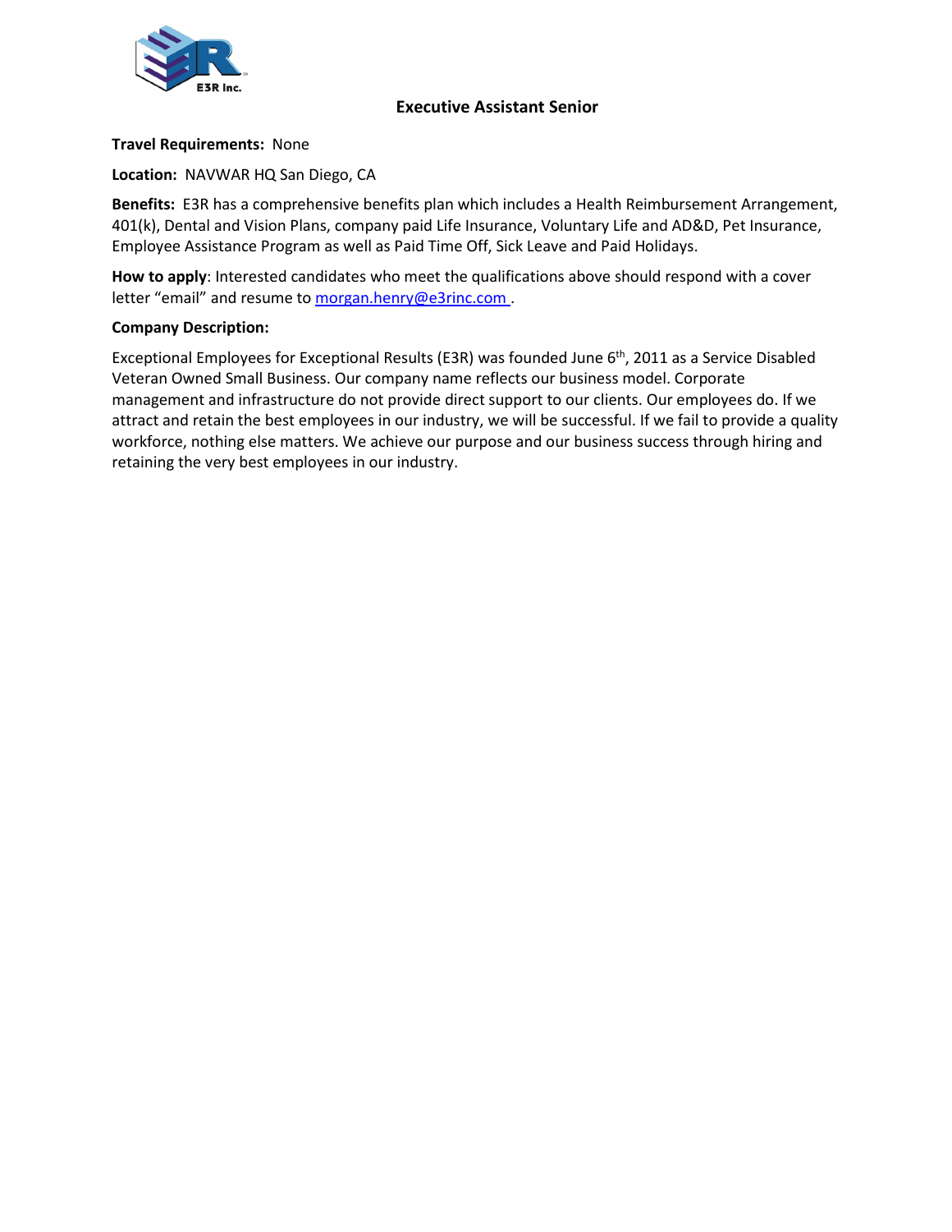E3R Inc.

## Executive Assistant Senior

**Travel Requirements:** None

**Location:** NAVWAR HQ San Diego, CA

**Benefits:** E3R has a comprehensive benefits plan which includes a Health Reimbursement Arrangement, 401(k), Dental and Vision Plans, company paid Life Insurance, Voluntary Life and AD&D, Pet Insurance, Employee Assistance Program as well as Paid Time Off, Sick Leave and Paid Holidays.

**How to apply**: Interested candidates who meet the qualifications above should respond with a cover letter "email" and resume to morgan.henry@e3rinc.com .

**Company Description:**

Exceptional Employees for Exceptional Results (E3R) was founded June 6th, 2011 as a Service Disabled Veteran Owned Small Business. Our company name reflects our business model. Corporate management and infrastructure do not provide direct support to our clients. Our employees do. If we attract and retain the best employees in our industry, we will be successful. If we fail to provide a quality workforce, nothing else matters. We achieve our purpose and our business success through hiring and retaining the very best employees in our industry.